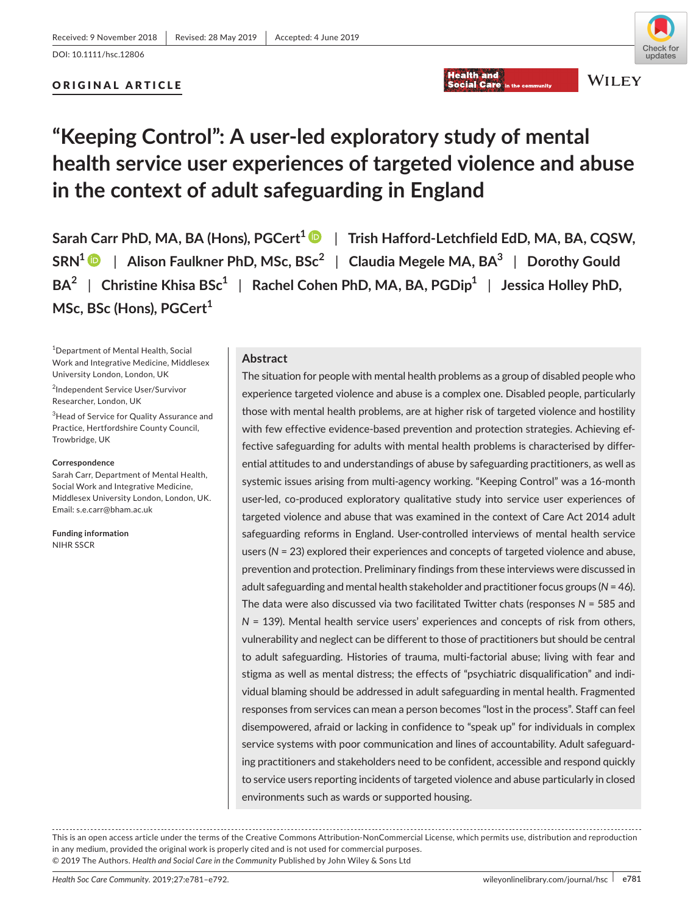Received: 9 November 2018 | Revised: 28 May 2019 | Accepted: 4 June 2019

DOI: 10.1111/hsc.12806

ORIGINAL ARTICLE

# "Keeping Control": A user-led exploratory study of mental health service user experiences of targeted violence and abuse in the context of adult safeguarding in England

**Sarah Carr PhD, MA, BA (Hons), PGCert[1]** | **Trish Hafford-Letchfield EdD, MA, BA, CQSW, SRN[1]** | **Alison Faulkner PhD, MSc, BSc[2]** | **Claudia Megele MA, BA[3]** | **Dorothy Gould BA[2]** | **Christine Khisa BSc[1]** | **Rachel Cohen PhD, MA, BA, PGDip[1]** | **Jessica Holley PhD, MSc, BSc (Hons), PGCert[1]**

[1]Department of Mental Health, Social Work and Integrative Medicine, Middlesex University London, London, UK

[2]Independent Service User/Survivor Researcher, London, UK

[3]Head of Service for Quality Assurance and Practice, Hertfordshire County Council, Trowbridge, UK

**Correspondence**
Sarah Carr, Department of Mental Health, Social Work and Integrative Medicine, Middlesex University London, London, UK.
Email: s.e.carr@bham.ac.uk

**Funding information**
NIHR SSCR

## Abstract

The situation for people with mental health problems as a group of disabled people who experience targeted violence and abuse is a complex one. Disabled people, particularly those with mental health problems, are at higher risk of targeted violence and hostility with few effective evidence-based prevention and protection strategies. Achieving effective safeguarding for adults with mental health problems is characterised by differential attitudes to and understandings of abuse by safeguarding practitioners, as well as systemic issues arising from multi-agency working. "Keeping Control" was a 16-month user-led, co-produced exploratory qualitative study into service user experiences of targeted violence and abuse that was examined in the context of Care Act 2014 adult safeguarding reforms in England. User-controlled interviews of mental health service users ($N = 23$) explored their experiences and concepts of targeted violence and abuse, prevention and protection. Preliminary findings from these interviews were discussed in adult safeguarding and mental health stakeholder and practitioner focus groups ($N = 46$). The data were also discussed via two facilitated Twitter chats (responses $N = 585$ and $N = 139$). Mental health service users' experiences and concepts of risk from others, vulnerability and neglect can be different to those of practitioners but should be central to adult safeguarding. Histories of trauma, multi-factorial abuse; living with fear and stigma as well as mental distress; the effects of "psychiatric disqualification" and individual blaming should be addressed in adult safeguarding in mental health. Fragmented responses from services can mean a person becomes "lost in the process". Staff can feel disempowered, afraid or lacking in confidence to "speak up" for individuals in complex service systems with poor communication and lines of accountability. Adult safeguarding practitioners and stakeholders need to be confident, accessible and respond quickly to service users reporting incidents of targeted violence and abuse particularly in closed environments such as wards or supported housing.

This is an open access article under the terms of the Creative Commons Attribution-NonCommercial License, which permits use, distribution and reproduction in any medium, provided the original work is properly cited and is not used for commercial purposes.
© 2019 The Authors. *Health and Social Care in the Community* Published by John Wiley & Sons Ltd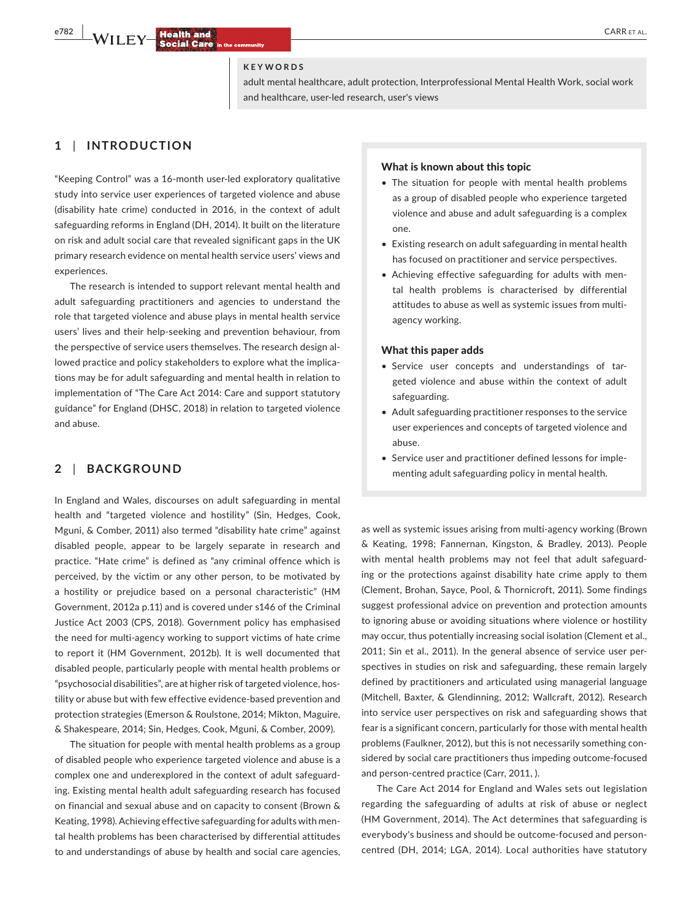**KEYWORDS**

adult mental healthcare, adult protection, Interprofessional Mental Health Work, social work and healthcare, user-led research, user's views

## 1 | INTRODUCTION

"Keeping Control" was a 16-month user-led exploratory qualitative study into service user experiences of targeted violence and abuse (disability hate crime) conducted in 2016, in the context of adult safeguarding reforms in England (DH, 2014). It built on the literature on risk and adult social care that revealed significant gaps in the UK primary research evidence on mental health service users' views and experiences.

The research is intended to support relevant mental health and adult safeguarding practitioners and agencies to understand the role that targeted violence and abuse plays in mental health service users' lives and their help-seeking and prevention behaviour, from the perspective of service users themselves. The research design allowed practice and policy stakeholders to explore what the implications may be for adult safeguarding and mental health in relation to implementation of "The Care Act 2014: Care and support statutory guidance" for England (DHSC, 2018) in relation to targeted violence and abuse.

**What is known about this topic**

- The situation for people with mental health problems as a group of disabled people who experience targeted violence and abuse and adult safeguarding is a complex one.
- Existing research on adult safeguarding in mental health has focused on practitioner and service perspectives.
- Achieving effective safeguarding for adults with mental health problems is characterised by differential attitudes to abuse as well as systemic issues from multi-agency working.

**What this paper adds**

- Service user concepts and understandings of targeted violence and abuse within the context of adult safeguarding.
- Adult safeguarding practitioner responses to the service user experiences and concepts of targeted violence and abuse.
- Service user and practitioner defined lessons for implementing adult safeguarding policy in mental health.

## 2 | BACKGROUND

In England and Wales, discourses on adult safeguarding in mental health and "targeted violence and hostility" (Sin, Hedges, Cook, Mguni, & Comber, 2011) also termed "disability hate crime" against disabled people, appear to be largely separate in research and practice. "Hate crime" is defined as "any criminal offence which is perceived, by the victim or any other person, to be motivated by a hostility or prejudice based on a personal characteristic" (HM Government, 2012a p.11) and is covered under s146 of the Criminal Justice Act 2003 (CPS, 2018). Government policy has emphasised the need for multi-agency working to support victims of hate crime to report it (HM Government, 2012b). It is well documented that disabled people, particularly people with mental health problems or "psychosocial disabilities", are at higher risk of targeted violence, hostility or abuse but with few effective evidence-based prevention and protection strategies (Emerson & Roulstone, 2014; Mikton, Maguire, & Shakespeare, 2014; Sin, Hedges, Cook, Mguni, & Comber, 2009).

The situation for people with mental health problems as a group of disabled people who experience targeted violence and abuse is a complex one and underexplored in the context of adult safeguarding. Existing mental health adult safeguarding research has focused on financial and sexual abuse and on capacity to consent (Brown & Keating, 1998). Achieving effective safeguarding for adults with mental health problems has been characterised by differential attitudes to and understandings of abuse by health and social care agencies, as well as systemic issues arising from multi-agency working (Brown & Keating, 1998; Fannernan, Kingston, & Bradley, 2013). People with mental health problems may not feel that adult safeguarding or the protections against disability hate crime apply to them (Clement, Brohan, Sayce, Pool, & Thornicroft, 2011). Some findings suggest professional advice on prevention and protection amounts to ignoring abuse or avoiding situations where violence or hostility may occur, thus potentially increasing social isolation (Clement et al., 2011; Sin et al., 2011). In the general absence of service user perspectives in studies on risk and safeguarding, these remain largely defined by practitioners and articulated using managerial language (Mitchell, Baxter, & Glendinning, 2012; Wallcraft, 2012). Research into service user perspectives on risk and safeguarding shows that fear is a significant concern, particularly for those with mental health problems (Faulkner, 2012), but this is not necessarily something considered by social care practitioners thus impeding outcome-focused and person-centred practice (Carr, 2011, ).

The Care Act 2014 for England and Wales sets out legislation regarding the safeguarding of adults at risk of abuse or neglect (HM Government, 2014). The Act determines that safeguarding is everybody's business and should be outcome-focused and person-centred (DH, 2014; LGA, 2014). Local authorities have statutory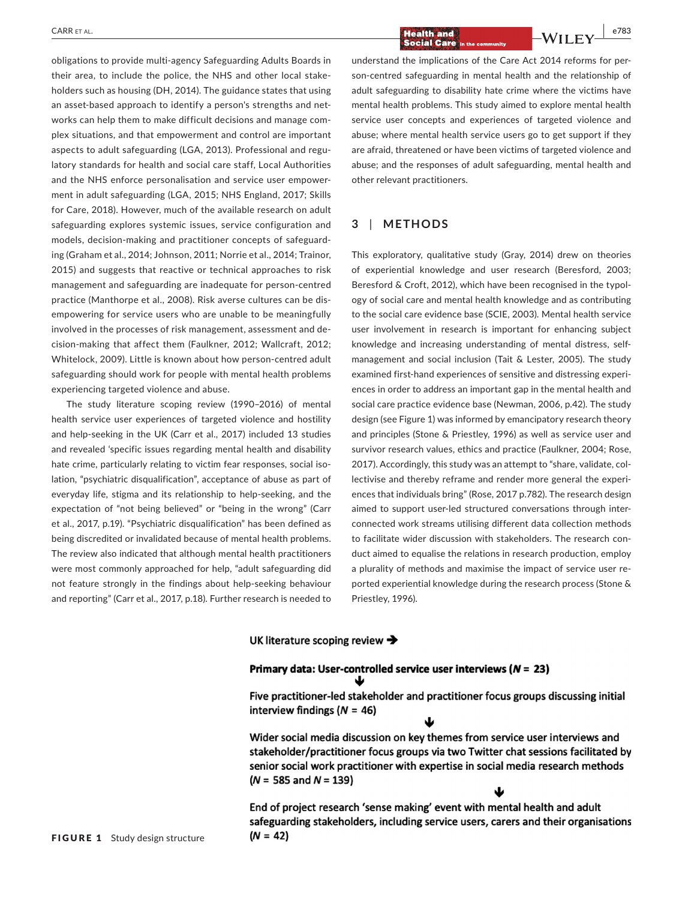obligations to provide multi-agency Safeguarding Adults Boards in their area, to include the police, the NHS and other local stakeholders such as housing (DH, 2014). The guidance states that using an asset-based approach to identify a person's strengths and networks can help them to make difficult decisions and manage complex situations, and that empowerment and control are important aspects to adult safeguarding (LGA, 2013). Professional and regulatory standards for health and social care staff, Local Authorities and the NHS enforce personalisation and service user empowerment in adult safeguarding (LGA, 2015; NHS England, 2017; Skills for Care, 2018). However, much of the available research on adult safeguarding explores systemic issues, service configuration and models, decision-making and practitioner concepts of safeguarding (Graham et al., 2014; Johnson, 2011; Norrie et al., 2014; Trainor, 2015) and suggests that reactive or technical approaches to risk management and safeguarding are inadequate for person-centred practice (Manthorpe et al., 2008). Risk averse cultures can be disempowering for service users who are unable to be meaningfully involved in the processes of risk management, assessment and decision-making that affect them (Faulkner, 2012; Wallcraft, 2012; Whitelock, 2009). Little is known about how person-centred adult safeguarding should work for people with mental health problems experiencing targeted violence and abuse.

The study literature scoping review (1990–2016) of mental health service user experiences of targeted violence and hostility and help-seeking in the UK (Carr et al., 2017) included 13 studies and revealed 'specific issues regarding mental health and disability hate crime, particularly relating to victim fear responses, social isolation, "psychiatric disqualification", acceptance of abuse as part of everyday life, stigma and its relationship to help-seeking, and the expectation of "not being believed" or "being in the wrong" (Carr et al., 2017, p.19). "Psychiatric disqualification" has been defined as being discredited or invalidated because of mental health problems. The review also indicated that although mental health practitioners were most commonly approached for help, "adult safeguarding did not feature strongly in the findings about help-seeking behaviour and reporting" (Carr et al., 2017, p.18). Further research is needed to understand the implications of the Care Act 2014 reforms for person-centred safeguarding in mental health and the relationship of adult safeguarding to disability hate crime where the victims have mental health problems. This study aimed to explore mental health service user concepts and experiences of targeted violence and abuse; where mental health service users go to get support if they are afraid, threatened or have been victims of targeted violence and abuse; and the responses of adult safeguarding, mental health and other relevant practitioners.

## 3 | METHODS

This exploratory, qualitative study (Gray, 2014) drew on theories of experiential knowledge and user research (Beresford, 2003; Beresford & Croft, 2012), which have been recognised in the typology of social care and mental health knowledge and as contributing to the social care evidence base (SCIE, 2003). Mental health service user involvement in research is important for enhancing subject knowledge and increasing understanding of mental distress, self-management and social inclusion (Tait & Lester, 2005). The study examined first-hand experiences of sensitive and distressing experiences in order to address an important gap in the mental health and social care practice evidence base (Newman, 2006, p.42). The study design (see Figure 1) was informed by emancipatory research theory and principles (Stone & Priestley, 1996) as well as service user and survivor research values, ethics and practice (Faulkner, 2004; Rose, 2017). Accordingly, this study was an attempt to "share, validate, collectivise and thereby reframe and render more general the experiences that individuals bring" (Rose, 2017 p.782). The research design aimed to support user-led structured conversations through interconnected work streams utilising different data collection methods to facilitate wider discussion with stakeholders. The research conduct aimed to equalise the relations in research production, employ a plurality of methods and maximise the impact of service user reported experiential knowledge during the research process (Stone & Priestley, 1996).

**UK literature scoping review ➔**

**Primary data: User-controlled service user interviews ($N$ = 23)**

↓

**Five practitioner-led stakeholder and practitioner focus groups discussing initial interview findings ($N$ = 46)**

↓

**Wider social media discussion on key themes from service user interviews and stakeholder/practitioner focus groups via two Twitter chat sessions facilitated by senior social work practitioner with expertise in social media research methods ($N$ = 585 and $N$ = 139)**

↓

**End of project research 'sense making' event with mental health and adult safeguarding stakeholders, including service users, carers and their organisations ($N$ = 42)**

**FIGURE 1** Study design structure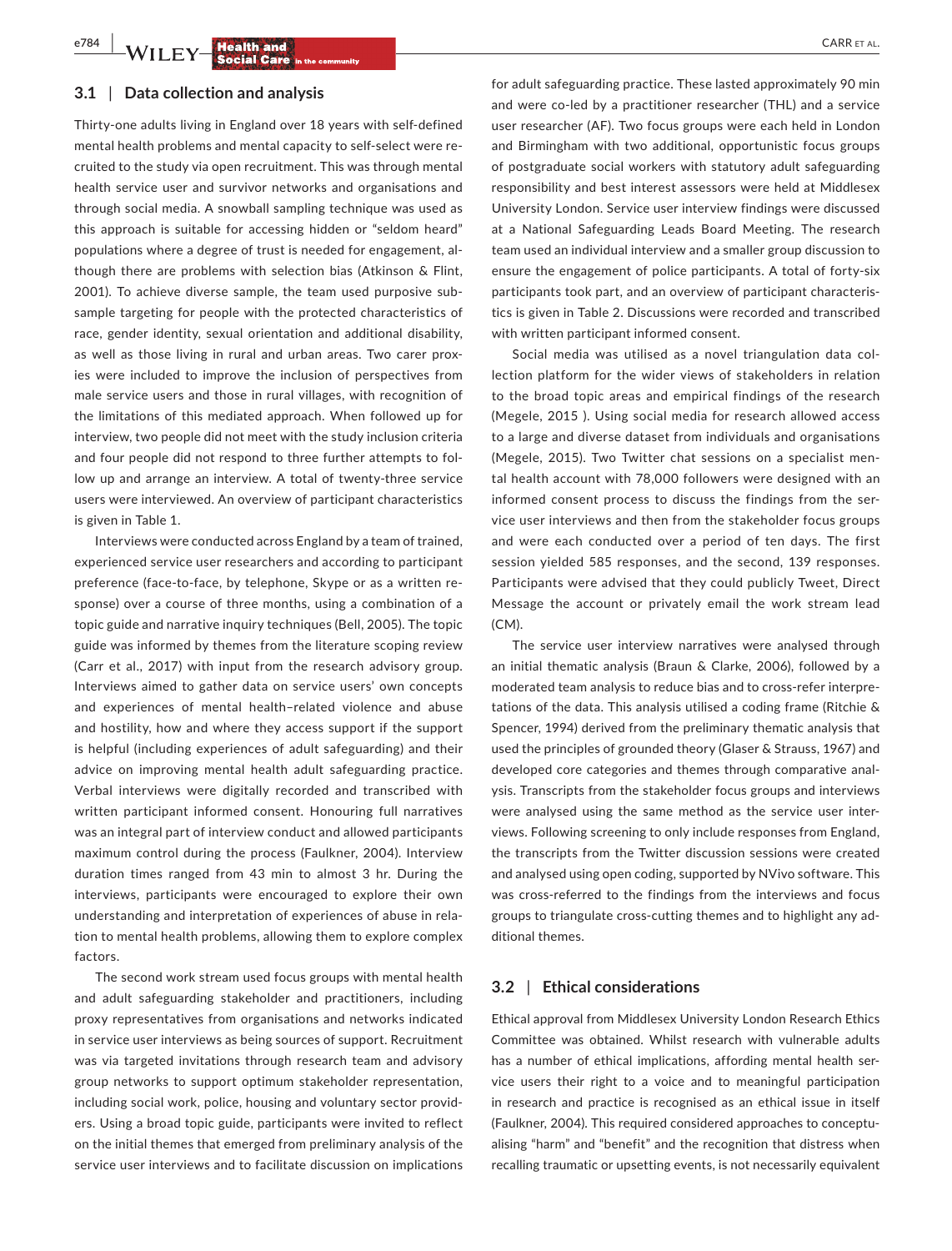### 3.1 | Data collection and analysis

Thirty-one adults living in England over 18 years with self-defined mental health problems and mental capacity to self-select were recruited to the study via open recruitment. This was through mental health service user and survivor networks and organisations and through social media. A snowball sampling technique was used as this approach is suitable for accessing hidden or "seldom heard" populations where a degree of trust is needed for engagement, although there are problems with selection bias (Atkinson & Flint, 2001). To achieve diverse sample, the team used purposive subsample targeting for people with the protected characteristics of race, gender identity, sexual orientation and additional disability, as well as those living in rural and urban areas. Two carer proxies were included to improve the inclusion of perspectives from male service users and those in rural villages, with recognition of the limitations of this mediated approach. When followed up for interview, two people did not meet with the study inclusion criteria and four people did not respond to three further attempts to follow up and arrange an interview. A total of twenty-three service users were interviewed. An overview of participant characteristics is given in Table 1.

Interviews were conducted across England by a team of trained, experienced service user researchers and according to participant preference (face-to-face, by telephone, Skype or as a written response) over a course of three months, using a combination of a topic guide and narrative inquiry techniques (Bell, 2005). The topic guide was informed by themes from the literature scoping review (Carr et al., 2017) with input from the research advisory group. Interviews aimed to gather data on service users' own concepts and experiences of mental health–related violence and abuse and hostility, how and where they access support if the support is helpful (including experiences of adult safeguarding) and their advice on improving mental health adult safeguarding practice. Verbal interviews were digitally recorded and transcribed with written participant informed consent. Honouring full narratives was an integral part of interview conduct and allowed participants maximum control during the process (Faulkner, 2004). Interview duration times ranged from 43 min to almost 3 hr. During the interviews, participants were encouraged to explore their own understanding and interpretation of experiences of abuse in relation to mental health problems, allowing them to explore complex factors.

The second work stream used focus groups with mental health and adult safeguarding stakeholder and practitioners, including proxy representatives from organisations and networks indicated in service user interviews as being sources of support. Recruitment was via targeted invitations through research team and advisory group networks to support optimum stakeholder representation, including social work, police, housing and voluntary sector providers. Using a broad topic guide, participants were invited to reflect on the initial themes that emerged from preliminary analysis of the service user interviews and to facilitate discussion on implications for adult safeguarding practice. These lasted approximately 90 min and were co-led by a practitioner researcher (THL) and a service user researcher (AF). Two focus groups were each held in London and Birmingham with two additional, opportunistic focus groups of postgraduate social workers with statutory adult safeguarding responsibility and best interest assessors were held at Middlesex University London. Service user interview findings were discussed at a National Safeguarding Leads Board Meeting. The research team used an individual interview and a smaller group discussion to ensure the engagement of police participants. A total of forty-six participants took part, and an overview of participant characteristics is given in Table 2. Discussions were recorded and transcribed with written participant informed consent.

Social media was utilised as a novel triangulation data collection platform for the wider views of stakeholders in relation to the broad topic areas and empirical findings of the research (Megele, 2015 ). Using social media for research allowed access to a large and diverse dataset from individuals and organisations (Megele, 2015). Two Twitter chat sessions on a specialist mental health account with 78,000 followers were designed with an informed consent process to discuss the findings from the service user interviews and then from the stakeholder focus groups and were each conducted over a period of ten days. The first session yielded 585 responses, and the second, 139 responses. Participants were advised that they could publicly Tweet, Direct Message the account or privately email the work stream lead (CM).

The service user interview narratives were analysed through an initial thematic analysis (Braun & Clarke, 2006), followed by a moderated team analysis to reduce bias and to cross-refer interpretations of the data. This analysis utilised a coding frame (Ritchie & Spencer, 1994) derived from the preliminary thematic analysis that used the principles of grounded theory (Glaser & Strauss, 1967) and developed core categories and themes through comparative analysis. Transcripts from the stakeholder focus groups and interviews were analysed using the same method as the service user interviews. Following screening to only include responses from England, the transcripts from the Twitter discussion sessions were created and analysed using open coding, supported by NVivo software. This was cross-referred to the findings from the interviews and focus groups to triangulate cross-cutting themes and to highlight any additional themes.

### 3.2 | Ethical considerations

Ethical approval from Middlesex University London Research Ethics Committee was obtained. Whilst research with vulnerable adults has a number of ethical implications, affording mental health service users their right to a voice and to meaningful participation in research and practice is recognised as an ethical issue in itself (Faulkner, 2004). This required considered approaches to conceptualising "harm" and "benefit" and the recognition that distress when recalling traumatic or upsetting events, is not necessarily equivalent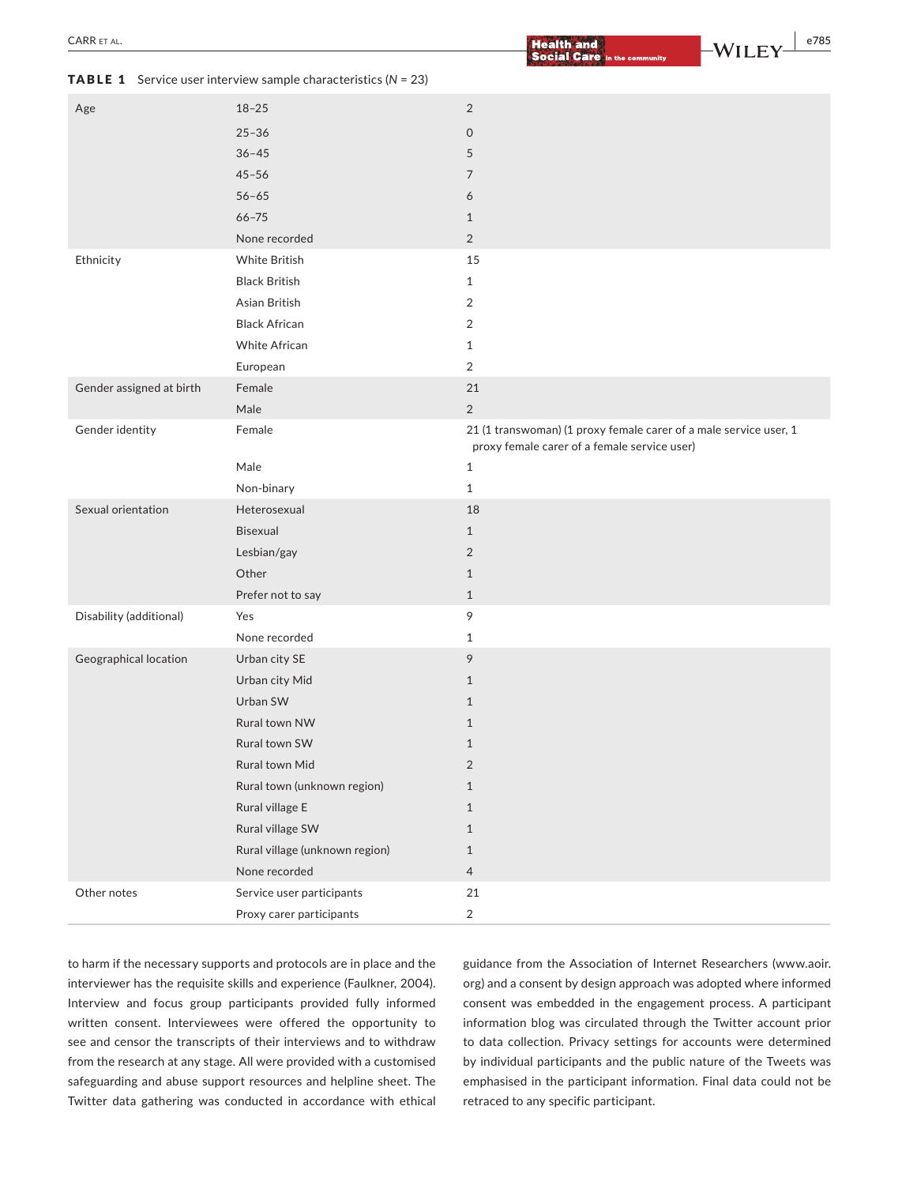**TABLE 1** Service user interview sample characteristics (*N* = 23)

| | | |
|---|---|---|
| Age | 18–25 | 2 |
| | 25–36 | 0 |
| | 36–45 | 5 |
| | 45–56 | 7 |
| | 56–65 | 6 |
| | 66–75 | 1 |
| | None recorded | 2 |
| Ethnicity | White British | 15 |
| | Black British | 1 |
| | Asian British | 2 |
| | Black African | 2 |
| | White African | 1 |
| | European | 2 |
| Gender assigned at birth | Female | 21 |
| | Male | 2 |
| Gender identity | Female | 21 (1 transwoman) (1 proxy female carer of a male service user, 1 proxy female carer of a female service user) |
| | Male | 1 |
| | Non-binary | 1 |
| Sexual orientation | Heterosexual | 18 |
| | Bisexual | 1 |
| | Lesbian/gay | 2 |
| | Other | 1 |
| | Prefer not to say | 1 |
| Disability (additional) | Yes | 9 |
| | None recorded | 1 |
| Geographical location | Urban city SE | 9 |
| | Urban city Mid | 1 |
| | Urban SW | 1 |
| | Rural town NW | 1 |
| | Rural town SW | 1 |
| | Rural town Mid | 2 |
| | Rural town (unknown region) | 1 |
| | Rural village E | 1 |
| | Rural village SW | 1 |
| | Rural village (unknown region) | 1 |
| | None recorded | 4 |
| Other notes | Service user participants | 21 |
| | Proxy carer participants | 2 |

to harm if the necessary supports and protocols are in place and the interviewer has the requisite skills and experience (Faulkner, 2004). Interview and focus group participants provided fully informed written consent. Interviewees were offered the opportunity to see and censor the transcripts of their interviews and to withdraw from the research at any stage. All were provided with a customised safeguarding and abuse support resources and helpline sheet. The Twitter data gathering was conducted in accordance with ethical guidance from the Association of Internet Researchers (www.aoir.org) and a consent by design approach was adopted where informed consent was embedded in the engagement process. A participant information blog was circulated through the Twitter account prior to data collection. Privacy settings for accounts were determined by individual participants and the public nature of the Tweets was emphasised in the participant information. Final data could not be retraced to any specific participant.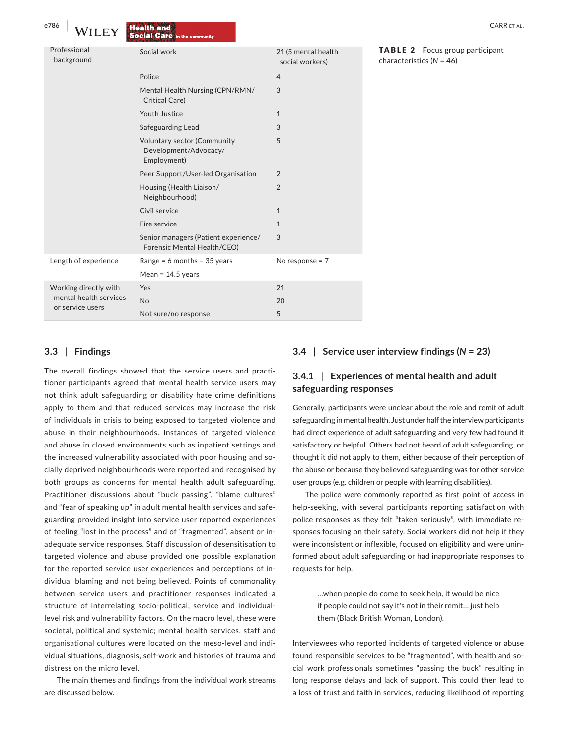**TABLE 2** Focus group participant characteristics (N = 46)

| | | |
|---|---|---|
| Professional background | Social work | 21 (5 mental health social workers) |
| | Police | 4 |
| | Mental Health Nursing (CPN/RMN/Critical Care) | 3 |
| | Youth Justice | 1 |
| | Safeguarding Lead | 3 |
| | Voluntary sector (Community Development/Advocacy/Employment) | 5 |
| | Peer Support/User-led Organisation | 2 |
| | Housing (Health Liaison/Neighbourhood) | 2 |
| | Civil service | 1 |
| | Fire service | 1 |
| | Senior managers (Patient experience/Forensic Mental Health/CEO) | 3 |
| Length of experience | Range = 6 months – 35 years | No response = 7 |
| | Mean = 14.5 years | |
| Working directly with mental health services or service users | Yes | 21 |
| | No | 20 |
| | Not sure/no response | 5 |

### 3.3 | Findings

The overall findings showed that the service users and practitioner participants agreed that mental health service users may not think adult safeguarding or disability hate crime definitions apply to them and that reduced services may increase the risk of individuals in crisis to being exposed to targeted violence and abuse in their neighbourhoods. Instances of targeted violence and abuse in closed environments such as inpatient settings and the increased vulnerability associated with poor housing and socially deprived neighbourhoods were reported and recognised by both groups as concerns for mental health adult safeguarding. Practitioner discussions about "buck passing", "blame cultures" and "fear of speaking up" in adult mental health services and safeguarding provided insight into service user reported experiences of feeling "lost in the process" and of "fragmented", absent or inadequate service responses. Staff discussion of desensitisation to targeted violence and abuse provided one possible explanation for the reported service user experiences and perceptions of individual blaming and not being believed. Points of commonality between service users and practitioner responses indicated a structure of interrelating socio-political, service and individual-level risk and vulnerability factors. On the macro level, these were societal, political and systemic; mental health services, staff and organisational cultures were located on the meso-level and individual situations, diagnosis, self-work and histories of trauma and distress on the micro level.

The main themes and findings from the individual work streams are discussed below.

### 3.4 | Service user interview findings (N = 23)

#### 3.4.1 | Experiences of mental health and adult safeguarding responses

Generally, participants were unclear about the role and remit of adult safeguarding in mental health. Just under half the interview participants had direct experience of adult safeguarding and very few had found it satisfactory or helpful. Others had not heard of adult safeguarding, or thought it did not apply to them, either because of their perception of the abuse or because they believed safeguarding was for other service user groups (e.g. children or people with learning disabilities).

The police were commonly reported as first point of access in help-seeking, with several participants reporting satisfaction with police responses as they felt "taken seriously", with immediate responses focusing on their safety. Social workers did not help if they were inconsistent or inflexible, focused on eligibility and were uninformed about adult safeguarding or had inappropriate responses to requests for help.

> …when people do come to seek help, it would be nice if people could not say it's not in their remit… just help them (Black British Woman, London).

Interviewees who reported incidents of targeted violence or abuse found responsible services to be "fragmented", with health and social work professionals sometimes "passing the buck" resulting in long response delays and lack of support. This could then lead to a loss of trust and faith in services, reducing likelihood of reporting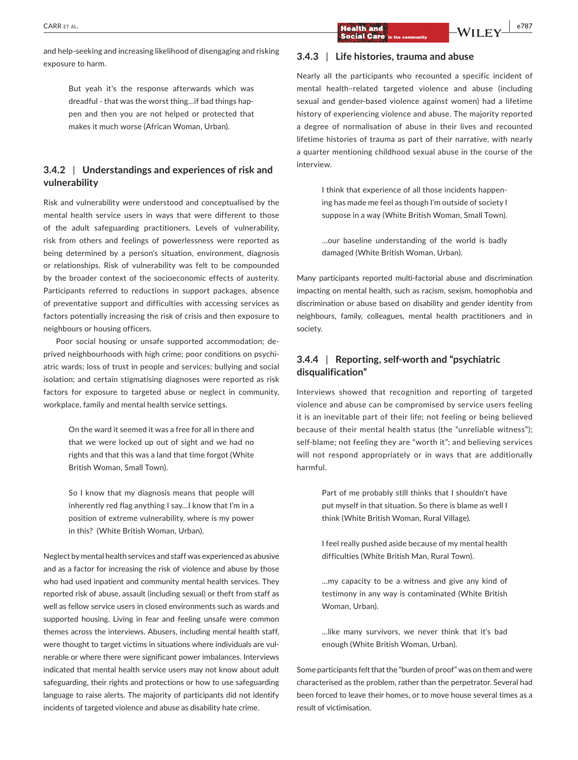and help-seeking and increasing likelihood of disengaging and risking exposure to harm.

> But yeah it's the response afterwards which was dreadful - that was the worst thing…if bad things happen and then you are not helped or protected that makes it much worse (African Woman, Urban).

### 3.4.2 | Understandings and experiences of risk and vulnerability

Risk and vulnerability were understood and conceptualised by the mental health service users in ways that were different to those of the adult safeguarding practitioners. Levels of vulnerability, risk from others and feelings of powerlessness were reported as being determined by a person's situation, environment, diagnosis or relationships. Risk of vulnerability was felt to be compounded by the broader context of the socioeconomic effects of austerity. Participants referred to reductions in support packages, absence of preventative support and difficulties with accessing services as factors potentially increasing the risk of crisis and then exposure to neighbours or housing officers.

Poor social housing or unsafe supported accommodation; deprived neighbourhoods with high crime; poor conditions on psychiatric wards; loss of trust in people and services; bullying and social isolation; and certain stigmatising diagnoses were reported as risk factors for exposure to targeted abuse or neglect in community, workplace, family and mental health service settings.

> On the ward it seemed it was a free for all in there and that we were locked up out of sight and we had no rights and that this was a land that time forgot (White British Woman, Small Town).

> So I know that my diagnosis means that people will inherently red flag anything I say…I know that I'm in a position of extreme vulnerability, where is my power in this? (White British Woman, Urban).

Neglect by mental health services and staff was experienced as abusive and as a factor for increasing the risk of violence and abuse by those who had used inpatient and community mental health services. They reported risk of abuse, assault (including sexual) or theft from staff as well as fellow service users in closed environments such as wards and supported housing. Living in fear and feeling unsafe were common themes across the interviews. Abusers, including mental health staff, were thought to target victims in situations where individuals are vulnerable or where there were significant power imbalances. Interviews indicated that mental health service users may not know about adult safeguarding, their rights and protections or how to use safeguarding language to raise alerts. The majority of participants did not identify incidents of targeted violence and abuse as disability hate crime.

### 3.4.3 | Life histories, trauma and abuse

Nearly all the participants who recounted a specific incident of mental health–related targeted violence and abuse (including sexual and gender-based violence against women) had a lifetime history of experiencing violence and abuse. The majority reported a degree of normalisation of abuse in their lives and recounted lifetime histories of trauma as part of their narrative, with nearly a quarter mentioning childhood sexual abuse in the course of the interview.

> I think that experience of all those incidents happening has made me feel as though I'm outside of society I suppose in a way (White British Woman, Small Town).

> …our baseline understanding of the world is badly damaged (White British Woman, Urban).

Many participants reported multi-factorial abuse and discrimination impacting on mental health, such as racism, sexism, homophobia and discrimination or abuse based on disability and gender identity from neighbours, family, colleagues, mental health practitioners and in society.

### 3.4.4 | Reporting, self-worth and "psychiatric disqualification"

Interviews showed that recognition and reporting of targeted violence and abuse can be compromised by service users feeling it is an inevitable part of their life; not feeling or being believed because of their mental health status (the "unreliable witness"); self-blame; not feeling they are "worth it"; and believing services will not respond appropriately or in ways that are additionally harmful.

> Part of me probably still thinks that I shouldn't have put myself in that situation. So there is blame as well I think (White British Woman, Rural Village).

> I feel really pushed aside because of my mental health difficulties (White British Man, Rural Town).

> …my capacity to be a witness and give any kind of testimony in any way is contaminated (White British Woman, Urban).

> …like many survivors, we never think that it's bad enough (White British Woman, Urban).

Some participants felt that the "burden of proof" was on them and were characterised as the problem, rather than the perpetrator. Several had been forced to leave their homes, or to move house several times as a result of victimisation.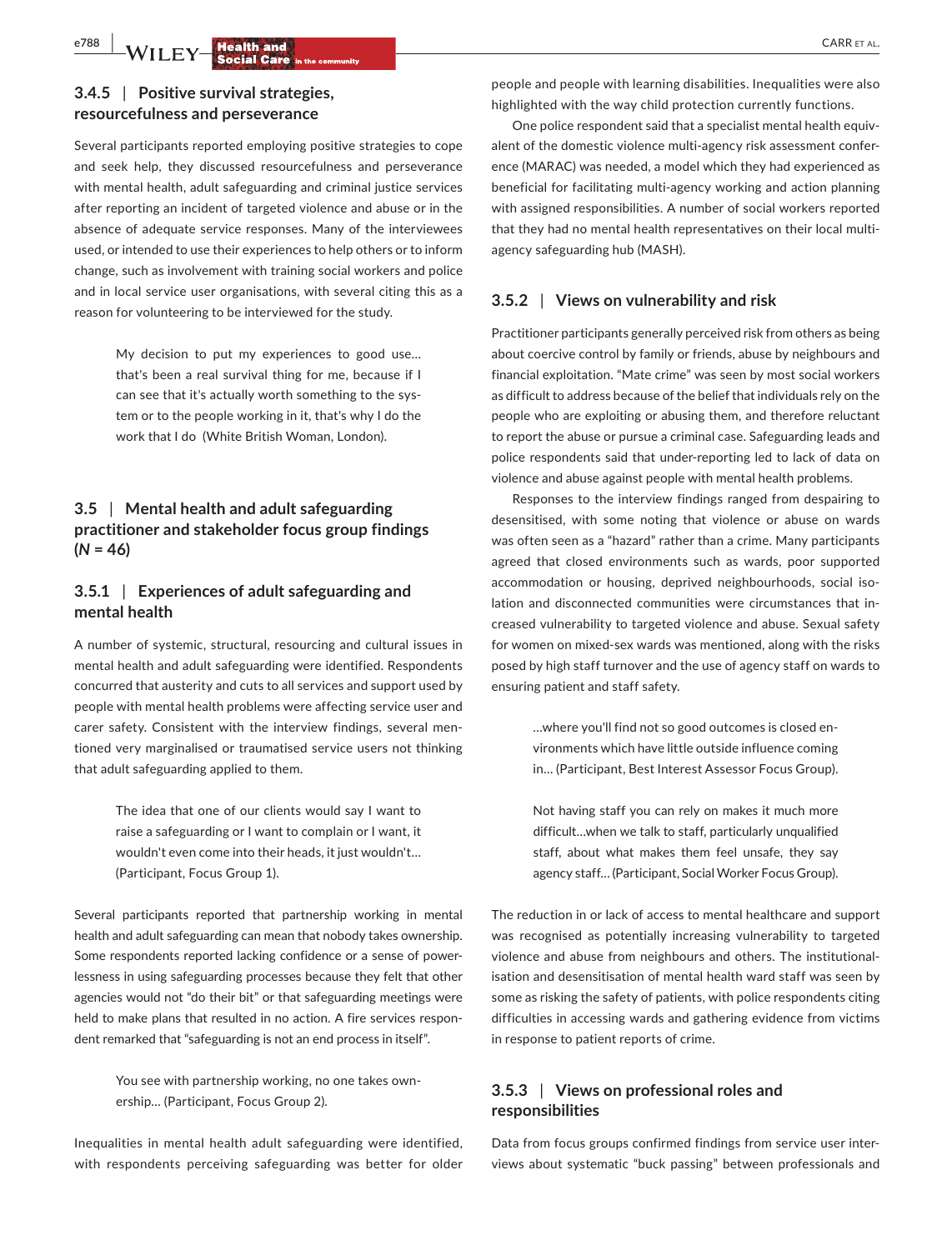### 3.4.5 | Positive survival strategies, resourcefulness and perseverance

Several participants reported employing positive strategies to cope and seek help, they discussed resourcefulness and perseverance with mental health, adult safeguarding and criminal justice services after reporting an incident of targeted violence and abuse or in the absence of adequate service responses. Many of the interviewees used, or intended to use their experiences to help others or to inform change, such as involvement with training social workers and police and in local service user organisations, with several citing this as a reason for volunteering to be interviewed for the study.

> My decision to put my experiences to good use… that's been a real survival thing for me, because if I can see that it's actually worth something to the system or to the people working in it, that's why I do the work that I do (White British Woman, London).

## 3.5 | Mental health and adult safeguarding practitioner and stakeholder focus group findings ($N = 46$)

### 3.5.1 | Experiences of adult safeguarding and mental health

A number of systemic, structural, resourcing and cultural issues in mental health and adult safeguarding were identified. Respondents concurred that austerity and cuts to all services and support used by people with mental health problems were affecting service user and carer safety. Consistent with the interview findings, several mentioned very marginalised or traumatised service users not thinking that adult safeguarding applied to them.

> The idea that one of our clients would say I want to raise a safeguarding or I want to complain or I want, it wouldn't even come into their heads, it just wouldn't… (Participant, Focus Group 1).

Several participants reported that partnership working in mental health and adult safeguarding can mean that nobody takes ownership. Some respondents reported lacking confidence or a sense of powerlessness in using safeguarding processes because they felt that other agencies would not "do their bit" or that safeguarding meetings were held to make plans that resulted in no action. A fire services respondent remarked that "safeguarding is not an end process in itself".

> You see with partnership working, no one takes ownership… (Participant, Focus Group 2).

Inequalities in mental health adult safeguarding were identified, with respondents perceiving safeguarding was better for older people and people with learning disabilities. Inequalities were also highlighted with the way child protection currently functions.

One police respondent said that a specialist mental health equivalent of the domestic violence multi-agency risk assessment conference (MARAC) was needed, a model which they had experienced as beneficial for facilitating multi-agency working and action planning with assigned responsibilities. A number of social workers reported that they had no mental health representatives on their local multi-agency safeguarding hub (MASH).

### 3.5.2 | Views on vulnerability and risk

Practitioner participants generally perceived risk from others as being about coercive control by family or friends, abuse by neighbours and financial exploitation. "Mate crime" was seen by most social workers as difficult to address because of the belief that individuals rely on the people who are exploiting or abusing them, and therefore reluctant to report the abuse or pursue a criminal case. Safeguarding leads and police respondents said that under-reporting led to lack of data on violence and abuse against people with mental health problems.

Responses to the interview findings ranged from despairing to desensitised, with some noting that violence or abuse on wards was often seen as a "hazard" rather than a crime. Many participants agreed that closed environments such as wards, poor supported accommodation or housing, deprived neighbourhoods, social isolation and disconnected communities were circumstances that increased vulnerability to targeted violence and abuse. Sexual safety for women on mixed-sex wards was mentioned, along with the risks posed by high staff turnover and the use of agency staff on wards to ensuring patient and staff safety.

> …where you'll find not so good outcomes is closed environments which have little outside influence coming in… (Participant, Best Interest Assessor Focus Group).

> Not having staff you can rely on makes it much more difficult…when we talk to staff, particularly unqualified staff, about what makes them feel unsafe, they say agency staff… (Participant, Social Worker Focus Group).

The reduction in or lack of access to mental healthcare and support was recognised as potentially increasing vulnerability to targeted violence and abuse from neighbours and others. The institutionalisation and desensitisation of mental health ward staff was seen by some as risking the safety of patients, with police respondents citing difficulties in accessing wards and gathering evidence from victims in response to patient reports of crime.

### 3.5.3 | Views on professional roles and responsibilities

Data from focus groups confirmed findings from service user interviews about systematic "buck passing" between professionals and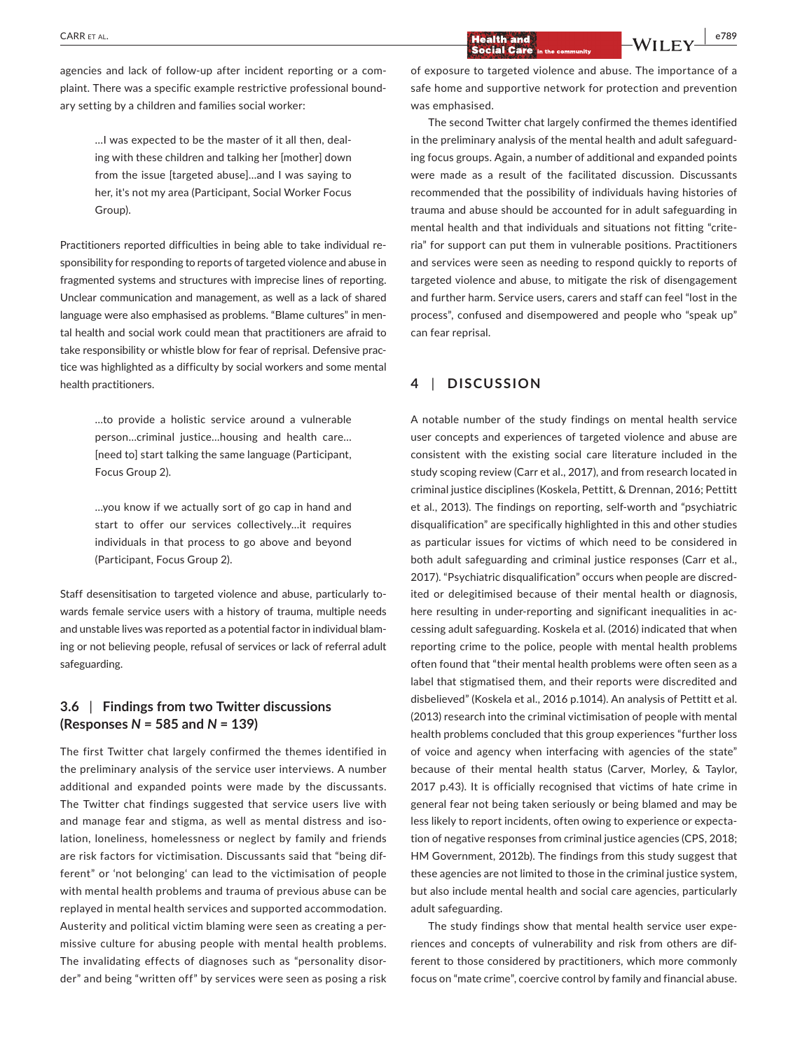agencies and lack of follow-up after incident reporting or a complaint. There was a specific example restrictive professional boundary setting by a children and families social worker:

> …I was expected to be the master of it all then, dealing with these children and talking her [mother] down from the issue [targeted abuse]…and I was saying to her, it's not my area (Participant, Social Worker Focus Group).

Practitioners reported difficulties in being able to take individual responsibility for responding to reports of targeted violence and abuse in fragmented systems and structures with imprecise lines of reporting. Unclear communication and management, as well as a lack of shared language were also emphasised as problems. "Blame cultures" in mental health and social work could mean that practitioners are afraid to take responsibility or whistle blow for fear of reprisal. Defensive practice was highlighted as a difficulty by social workers and some mental health practitioners.

> …to provide a holistic service around a vulnerable person…criminal justice…housing and health care…[need to] start talking the same language (Participant, Focus Group 2).

> …you know if we actually sort of go cap in hand and start to offer our services collectively…it requires individuals in that process to go above and beyond (Participant, Focus Group 2).

Staff desensitisation to targeted violence and abuse, particularly towards female service users with a history of trauma, multiple needs and unstable lives was reported as a potential factor in individual blaming or not believing people, refusal of services or lack of referral adult safeguarding.

### 3.6 | Findings from two Twitter discussions (Responses *N* = 585 and *N* = 139)

The first Twitter chat largely confirmed the themes identified in the preliminary analysis of the service user interviews. A number additional and expanded points were made by the discussants. The Twitter chat findings suggested that service users live with and manage fear and stigma, as well as mental distress and isolation, loneliness, homelessness or neglect by family and friends are risk factors for victimisation. Discussants said that "being different" or 'not belonging' can lead to the victimisation of people with mental health problems and trauma of previous abuse can be replayed in mental health services and supported accommodation. Austerity and political victim blaming were seen as creating a permissive culture for abusing people with mental health problems. The invalidating effects of diagnoses such as "personality disorder" and being "written off" by services were seen as posing a risk of exposure to targeted violence and abuse. The importance of a safe home and supportive network for protection and prevention was emphasised.

The second Twitter chat largely confirmed the themes identified in the preliminary analysis of the mental health and adult safeguarding focus groups. Again, a number of additional and expanded points were made as a result of the facilitated discussion. Discussants recommended that the possibility of individuals having histories of trauma and abuse should be accounted for in adult safeguarding in mental health and that individuals and situations not fitting "criteria" for support can put them in vulnerable positions. Practitioners and services were seen as needing to respond quickly to reports of targeted violence and abuse, to mitigate the risk of disengagement and further harm. Service users, carers and staff can feel "lost in the process", confused and disempowered and people who "speak up" can fear reprisal.

## 4 | DISCUSSION

A notable number of the study findings on mental health service user concepts and experiences of targeted violence and abuse are consistent with the existing social care literature included in the study scoping review (Carr et al., 2017), and from research located in criminal justice disciplines (Koskela, Pettitt, & Drennan, 2016; Pettitt et al., 2013). The findings on reporting, self-worth and "psychiatric disqualification" are specifically highlighted in this and other studies as particular issues for victims of which need to be considered in both adult safeguarding and criminal justice responses (Carr et al., 2017). "Psychiatric disqualification" occurs when people are discredited or delegitimised because of their mental health or diagnosis, here resulting in under-reporting and significant inequalities in accessing adult safeguarding. Koskela et al. (2016) indicated that when reporting crime to the police, people with mental health problems often found that "their mental health problems were often seen as a label that stigmatised them, and their reports were discredited and disbelieved" (Koskela et al., 2016 p.1014). An analysis of Pettitt et al. (2013) research into the criminal victimisation of people with mental health problems concluded that this group experiences "further loss of voice and agency when interfacing with agencies of the state" because of their mental health status (Carver, Morley, & Taylor, 2017 p.43). It is officially recognised that victims of hate crime in general fear not being taken seriously or being blamed and may be less likely to report incidents, often owing to experience or expectation of negative responses from criminal justice agencies (CPS, 2018; HM Government, 2012b). The findings from this study suggest that these agencies are not limited to those in the criminal justice system, but also include mental health and social care agencies, particularly adult safeguarding.

The study findings show that mental health service user experiences and concepts of vulnerability and risk from others are different to those considered by practitioners, which more commonly focus on "mate crime", coercive control by family and financial abuse.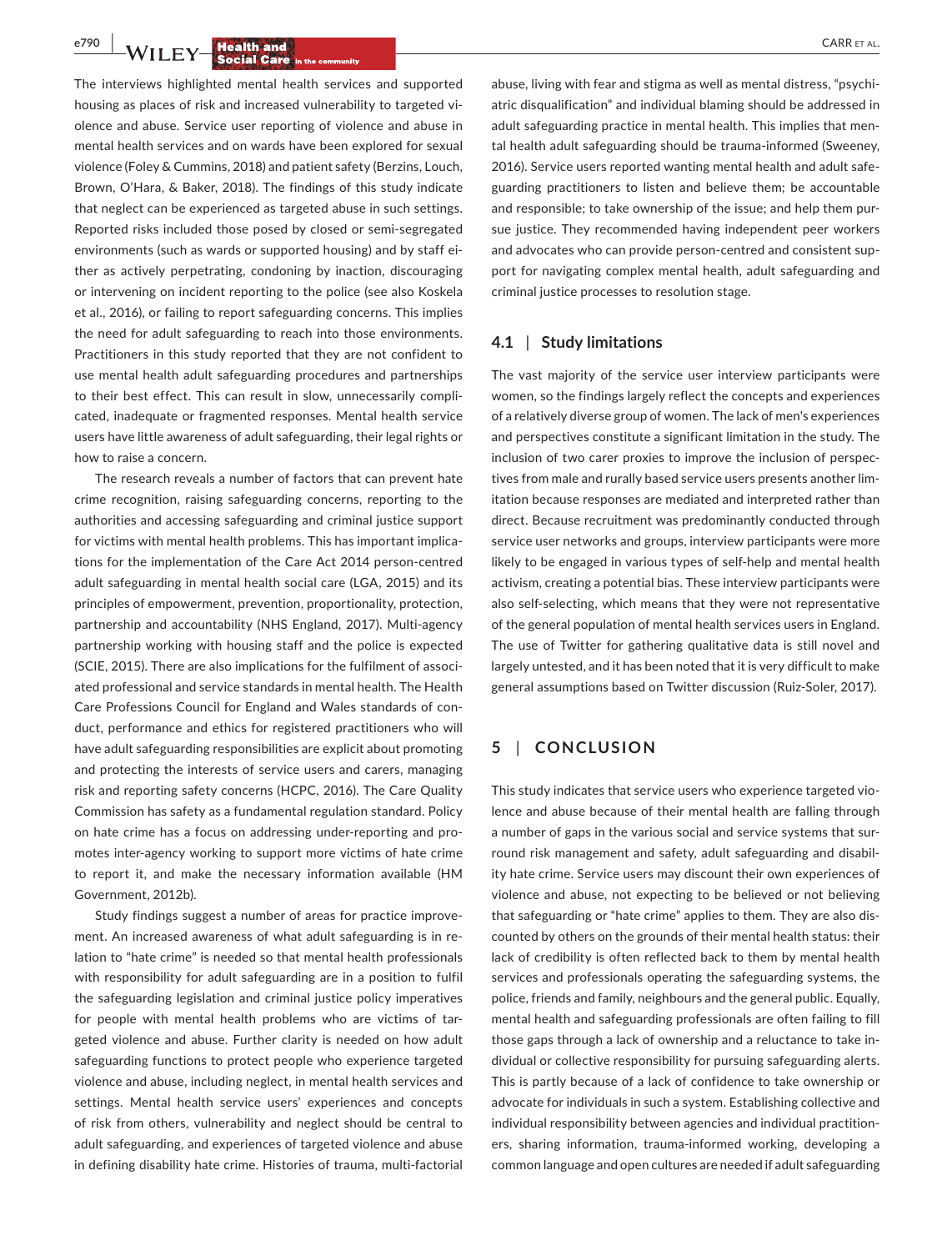The interviews highlighted mental health services and supported housing as places of risk and increased vulnerability to targeted violence and abuse. Service user reporting of violence and abuse in mental health services and on wards have been explored for sexual violence (Foley & Cummins, 2018) and patient safety (Berzins, Louch, Brown, O'Hara, & Baker, 2018). The findings of this study indicate that neglect can be experienced as targeted abuse in such settings. Reported risks included those posed by closed or semi-segregated environments (such as wards or supported housing) and by staff either as actively perpetrating, condoning by inaction, discouraging or intervening on incident reporting to the police (see also Koskela et al., 2016), or failing to report safeguarding concerns. This implies the need for adult safeguarding to reach into those environments. Practitioners in this study reported that they are not confident to use mental health adult safeguarding procedures and partnerships to their best effect. This can result in slow, unnecessarily complicated, inadequate or fragmented responses. Mental health service users have little awareness of adult safeguarding, their legal rights or how to raise a concern.

The research reveals a number of factors that can prevent hate crime recognition, raising safeguarding concerns, reporting to the authorities and accessing safeguarding and criminal justice support for victims with mental health problems. This has important implications for the implementation of the Care Act 2014 person-centred adult safeguarding in mental health social care (LGA, 2015) and its principles of empowerment, prevention, proportionality, protection, partnership and accountability (NHS England, 2017). Multi-agency partnership working with housing staff and the police is expected (SCIE, 2015). There are also implications for the fulfilment of associated professional and service standards in mental health. The Health Care Professions Council for England and Wales standards of conduct, performance and ethics for registered practitioners who will have adult safeguarding responsibilities are explicit about promoting and protecting the interests of service users and carers, managing risk and reporting safety concerns (HCPC, 2016). The Care Quality Commission has safety as a fundamental regulation standard. Policy on hate crime has a focus on addressing under-reporting and promotes inter-agency working to support more victims of hate crime to report it, and make the necessary information available (HM Government, 2012b).

Study findings suggest a number of areas for practice improvement. An increased awareness of what adult safeguarding is in relation to "hate crime" is needed so that mental health professionals with responsibility for adult safeguarding are in a position to fulfil the safeguarding legislation and criminal justice policy imperatives for people with mental health problems who are victims of targeted violence and abuse. Further clarity is needed on how adult safeguarding functions to protect people who experience targeted violence and abuse, including neglect, in mental health services and settings. Mental health service users' experiences and concepts of risk from others, vulnerability and neglect should be central to adult safeguarding, and experiences of targeted violence and abuse in defining disability hate crime. Histories of trauma, multi-factorial abuse, living with fear and stigma as well as mental distress, "psychiatric disqualification" and individual blaming should be addressed in adult safeguarding practice in mental health. This implies that mental health adult safeguarding should be trauma-informed (Sweeney, 2016). Service users reported wanting mental health and adult safeguarding practitioners to listen and believe them; be accountable and responsible; to take ownership of the issue; and help them pursue justice. They recommended having independent peer workers and advocates who can provide person-centred and consistent support for navigating complex mental health, adult safeguarding and criminal justice processes to resolution stage.

### 4.1 | Study limitations

The vast majority of the service user interview participants were women, so the findings largely reflect the concepts and experiences of a relatively diverse group of women. The lack of men's experiences and perspectives constitute a significant limitation in the study. The inclusion of two carer proxies to improve the inclusion of perspectives from male and rurally based service users presents another limitation because responses are mediated and interpreted rather than direct. Because recruitment was predominantly conducted through service user networks and groups, interview participants were more likely to be engaged in various types of self-help and mental health activism, creating a potential bias. These interview participants were also self-selecting, which means that they were not representative of the general population of mental health services users in England. The use of Twitter for gathering qualitative data is still novel and largely untested, and it has been noted that it is very difficult to make general assumptions based on Twitter discussion (Ruiz-Soler, 2017).

## 5 | CONCLUSION

This study indicates that service users who experience targeted violence and abuse because of their mental health are falling through a number of gaps in the various social and service systems that surround risk management and safety, adult safeguarding and disability hate crime. Service users may discount their own experiences of violence and abuse, not expecting to be believed or not believing that safeguarding or "hate crime" applies to them. They are also discounted by others on the grounds of their mental health status: their lack of credibility is often reflected back to them by mental health services and professionals operating the safeguarding systems, the police, friends and family, neighbours and the general public. Equally, mental health and safeguarding professionals are often failing to fill those gaps through a lack of ownership and a reluctance to take individual or collective responsibility for pursuing safeguarding alerts. This is partly because of a lack of confidence to take ownership or advocate for individuals in such a system. Establishing collective and individual responsibility between agencies and individual practitioners, sharing information, trauma-informed working, developing a common language and open cultures are needed if adult safeguarding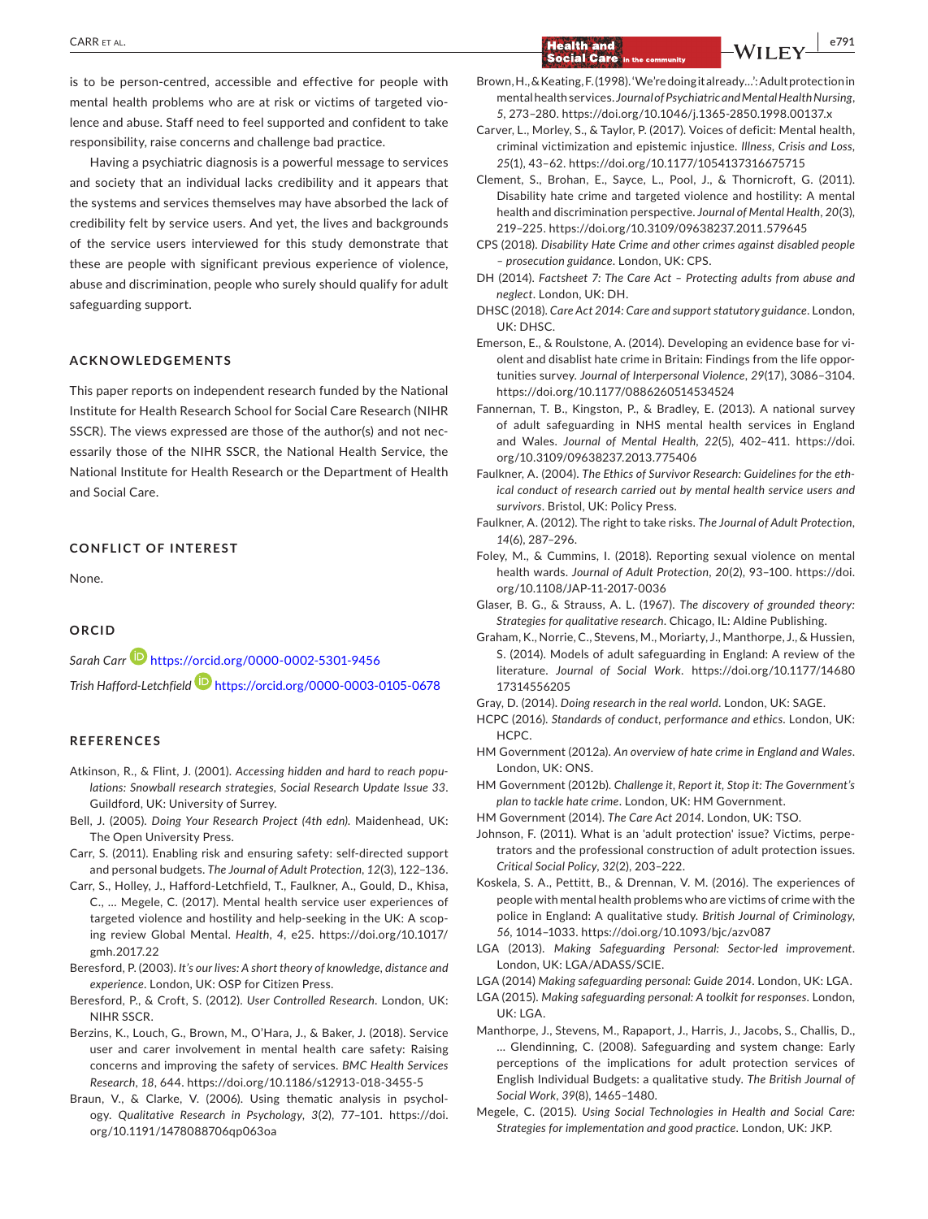is to be person-centred, accessible and effective for people with mental health problems who are at risk or victims of targeted violence and abuse. Staff need to feel supported and confident to take responsibility, raise concerns and challenge bad practice.

Having a psychiatric diagnosis is a powerful message to services and society that an individual lacks credibility and it appears that the systems and services themselves may have absorbed the lack of credibility felt by service users. And yet, the lives and backgrounds of the service users interviewed for this study demonstrate that these are people with significant previous experience of violence, abuse and discrimination, people who surely should qualify for adult safeguarding support.

## ACKNOWLEDGEMENTS

This paper reports on independent research funded by the National Institute for Health Research School for Social Care Research (NIHR SSCR). The views expressed are those of the author(s) and not necessarily those of the NIHR SSCR, the National Health Service, the National Institute for Health Research or the Department of Health and Social Care.

## CONFLICT OF INTEREST

None.

## ORCID

*Sarah Carr* https://orcid.org/0000-0002-5301-9456

*Trish Hafford-Letchfield* https://orcid.org/0000-0003-0105-0678

## REFERENCES

Atkinson, R., & Flint, J. (2001). *Accessing hidden and hard to reach populations: Snowball research strategies, Social Research Update Issue 33*. Guildford, UK: University of Surrey.

Bell, J. (2005). *Doing Your Research Project (4th edn).* Maidenhead, UK: The Open University Press.

Carr, S. (2011). Enabling risk and ensuring safety: self-directed support and personal budgets. *The Journal of Adult Protection*, *12*(3), 122–136.

Carr, S., Holley, J., Hafford-Letchfield, T., Faulkner, A., Gould, D., Khisa, C., … Megele, C. (2017). Mental health service user experiences of targeted violence and hostility in the UK: A scoping review Global Mental. *Health*, *4*, e25. https://doi.org/10.1017/gmh.2017.22

Beresford, P. (2003). *It's our lives: A short theory of knowledge, distance and experience*. London, UK: OSP for Citizen Press.

Beresford, P., & Croft, S. (2012). *User Controlled Research*. London, UK: NIHR SSCR.

Berzins, K., Louch, G., Brown, M., O'Hara, J., & Baker, J. (2018). Service user and carer involvement in mental health care safety: Raising concerns and improving the safety of services. *BMC Health Services Research*, *18*, 644. https://doi.org/10.1186/s12913-018-3455-5

Braun, V., & Clarke, V. (2006). Using thematic analysis in psychology. *Qualitative Research in Psychology*, *3*(2), 77–101. https://doi.org/10.1191/1478088706qp063oa

Brown, H., & Keating, F. (1998). 'We're doing it already...': Adult protection in mental health services. *Journal of Psychiatric and Mental Health Nursing*, *5*, 273–280. https://doi.org/10.1046/j.1365-2850.1998.00137.x

Carver, L., Morley, S., & Taylor, P. (2017). Voices of deficit: Mental health, criminal victimization and epistemic injustice. *Illness, Crisis and Loss*, *25*(1), 43–62. https://doi.org/10.1177/1054137316675715

Clement, S., Brohan, E., Sayce, L., Pool, J., & Thornicroft, G. (2011). Disability hate crime and targeted violence and hostility: A mental health and discrimination perspective. *Journal of Mental Health*, *20*(3), 219–225. https://doi.org/10.3109/09638237.2011.579645

CPS (2018). *Disability Hate Crime and other crimes against disabled people – prosecution guidance*. London, UK: CPS.

DH (2014). *Factsheet 7: The Care Act – Protecting adults from abuse and neglect*. London, UK: DH.

DHSC (2018). *Care Act 2014: Care and support statutory guidance*. London, UK: DHSC.

Emerson, E., & Roulstone, A. (2014). Developing an evidence base for violent and disablist hate crime in Britain: Findings from the life opportunities survey. *Journal of Interpersonal Violence*, *29*(17), 3086–3104. https://doi.org/10.1177/0886260514534524

Fannernan, T. B., Kingston, P., & Bradley, E. (2013). A national survey of adult safeguarding in NHS mental health services in England and Wales. *Journal of Mental Health*, *22*(5), 402–411. https://doi.org/10.3109/09638237.2013.775406

Faulkner, A. (2004). *The Ethics of Survivor Research: Guidelines for the ethical conduct of research carried out by mental health service users and survivors*. Bristol, UK: Policy Press.

Faulkner, A. (2012). The right to take risks. *The Journal of Adult Protection*, *14*(6), 287–296.

Foley, M., & Cummins, I. (2018). Reporting sexual violence on mental health wards. *Journal of Adult Protection*, *20*(2), 93–100. https://doi.org/10.1108/JAP-11-2017-0036

Glaser, B. G., & Strauss, A. L. (1967). *The discovery of grounded theory: Strategies for qualitative research*. Chicago, IL: Aldine Publishing.

Graham, K., Norrie, C., Stevens, M., Moriarty, J., Manthorpe, J., & Hussien, S. (2014). Models of adult safeguarding in England: A review of the literature. *Journal of Social Work*. https://doi.org/10.1177/1468017314556205

Gray, D. (2014). *Doing research in the real world*. London, UK: SAGE.

HCPC (2016). *Standards of conduct, performance and ethics*. London, UK: HCPC.

HM Government (2012a). *An overview of hate crime in England and Wales*. London, UK: ONS.

HM Government (2012b). *Challenge it, Report it, Stop it: The Government's plan to tackle hate crime*. London, UK: HM Government.

HM Government (2014). *The Care Act 2014*. London, UK: TSO.

Johnson, F. (2011). What is an 'adult protection' issue? Victims, perpetrators and the professional construction of adult protection issues. *Critical Social Policy*, *32*(2), 203–222.

Koskela, S. A., Pettitt, B., & Drennan, V. M. (2016). The experiences of people with mental health problems who are victims of crime with the police in England: A qualitative study. *British Journal of Criminology*, *56*, 1014–1033. https://doi.org/10.1093/bjc/azv087

LGA (2013). *Making Safeguarding Personal: Sector-led improvement*. London, UK: LGA/ADASS/SCIE.

LGA (2014) *Making safeguarding personal: Guide 2014*. London, UK: LGA.

LGA (2015). *Making safeguarding personal: A toolkit for responses*. London, UK: LGA.

Manthorpe, J., Stevens, M., Rapaport, J., Harris, J., Jacobs, S., Challis, D., … Glendinning, C. (2008). Safeguarding and system change: Early perceptions of the implications for adult protection services of English Individual Budgets: a qualitative study. *The British Journal of Social Work*, *39*(8), 1465–1480.

Megele, C. (2015). *Using Social Technologies in Health and Social Care: Strategies for implementation and good practice*. London, UK: JKP.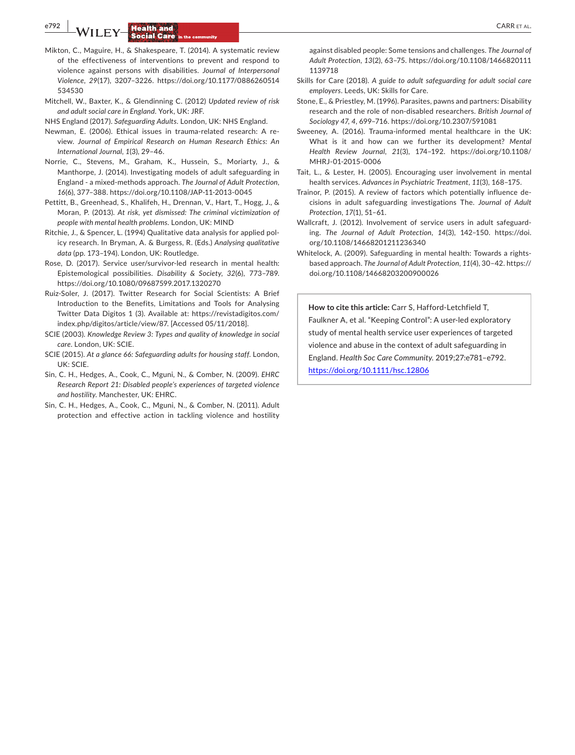Mikton, C., Maguire, H., & Shakespeare, T. (2014). A systematic review of the effectiveness of interventions to prevent and respond to violence against persons with disabilities. *Journal of Interpersonal Violence*, *29*(17), 3207–3226. https://doi.org/10.1177/0886260514534530

Mitchell, W., Baxter, K., & Glendinning C. (2012) *Updated review of risk and adult social care in England*. York, UK: JRF.

NHS England (2017). *Safeguarding Adults*. London, UK: NHS England.

Newman, E. (2006). Ethical issues in trauma-related research: A review. *Journal of Empirical Research on Human Research Ethics: An International Journal*, *1*(3), 29–46.

Norrie, C., Stevens, M., Graham, K., Hussein, S., Moriarty, J., & Manthorpe, J. (2014). Investigating models of adult safeguarding in England - a mixed-methods approach. *The Journal of Adult Protection*, *16*(6), 377–388. https://doi.org/10.1108/JAP-11-2013-0045

Pettitt, B., Greenhead, S., Khalifeh, H., Drennan, V., Hart, T., Hogg, J., & Moran, P. (2013). *At risk, yet dismissed: The criminal victimization of people with mental health problems*. London, UK: MIND

Ritchie, J., & Spencer, L. (1994) Qualitative data analysis for applied policy research. In Bryman, A. & Burgess, R. (Eds.) *Analysing qualitative data* (pp. 173–194). London, UK: Routledge.

Rose, D. (2017). Service user/survivor-led research in mental health: Epistemological possibilities. *Disability & Society*, *32*(6), 773–789. https://doi.org/10.1080/09687599.2017.1320270

Ruiz-Soler, J. (2017). Twitter Research for Social Scientists: A Brief Introduction to the Benefits, Limitations and Tools for Analysing Twitter Data Digitos 1 (3). Available at: https://revistadigitos.com/index.php/digitos/article/view/87. [Accessed 05/11/2018].

SCIE (2003). *Knowledge Review 3: Types and quality of knowledge in social care*. London, UK: SCIE.

SCIE (2015). *At a glance 66: Safeguarding adults for housing staff*. London, UK: SCIE.

Sin, C. H., Hedges, A., Cook, C., Mguni, N., & Comber, N. (2009). *EHRC Research Report 21: Disabled people's experiences of targeted violence and hostility*. Manchester, UK: EHRC.

Sin, C. H., Hedges, A., Cook, C., Mguni, N., & Comber, N. (2011). Adult protection and effective action in tackling violence and hostility against disabled people: Some tensions and challenges. *The Journal of Adult Protection*, *13*(2), 63–75. https://doi.org/10.1108/14668201111139718

Skills for Care (2018). *A guide to adult safeguarding for adult social care employers*. Leeds, UK: Skills for Care.

Stone, E., & Priestley, M. (1996). Parasites, pawns and partners: Disability research and the role of non-disabled researchers. *British Journal of Sociology 47*, *4*, 699–716. https://doi.org/10.2307/591081

Sweeney, A. (2016). Trauma-informed mental healthcare in the UK: What is it and how can we further its development? *Mental Health Review Journal*, *21*(3), 174–192. https://doi.org/10.1108/MHRJ-01-2015-0006

Tait, L., & Lester, H. (2005). Encouraging user involvement in mental health services. *Advances in Psychiatric Treatment*, *11*(3), 168–175.

Trainor, P. (2015). A review of factors which potentially influence decisions in adult safeguarding investigations The. *Journal of Adult Protection*, *17*(1), 51–61.

Wallcraft, J. (2012). Involvement of service users in adult safeguarding. *The Journal of Adult Protection*, *14*(3), 142–150. https://doi.org/10.1108/14668201211236340

Whitelock, A. (2009). Safeguarding in mental health: Towards a rights-based approach. *The Journal of Adult Protection*, *11*(4), 30–42. https://doi.org/10.1108/14668203200900026

**How to cite this article:** Carr S, Hafford-Letchfield T, Faulkner A, et al. "Keeping Control": A user-led exploratory study of mental health service user experiences of targeted violence and abuse in the context of adult safeguarding in England. *Health Soc Care Community*. 2019;27:e781–e792. https://doi.org/10.1111/hsc.12806